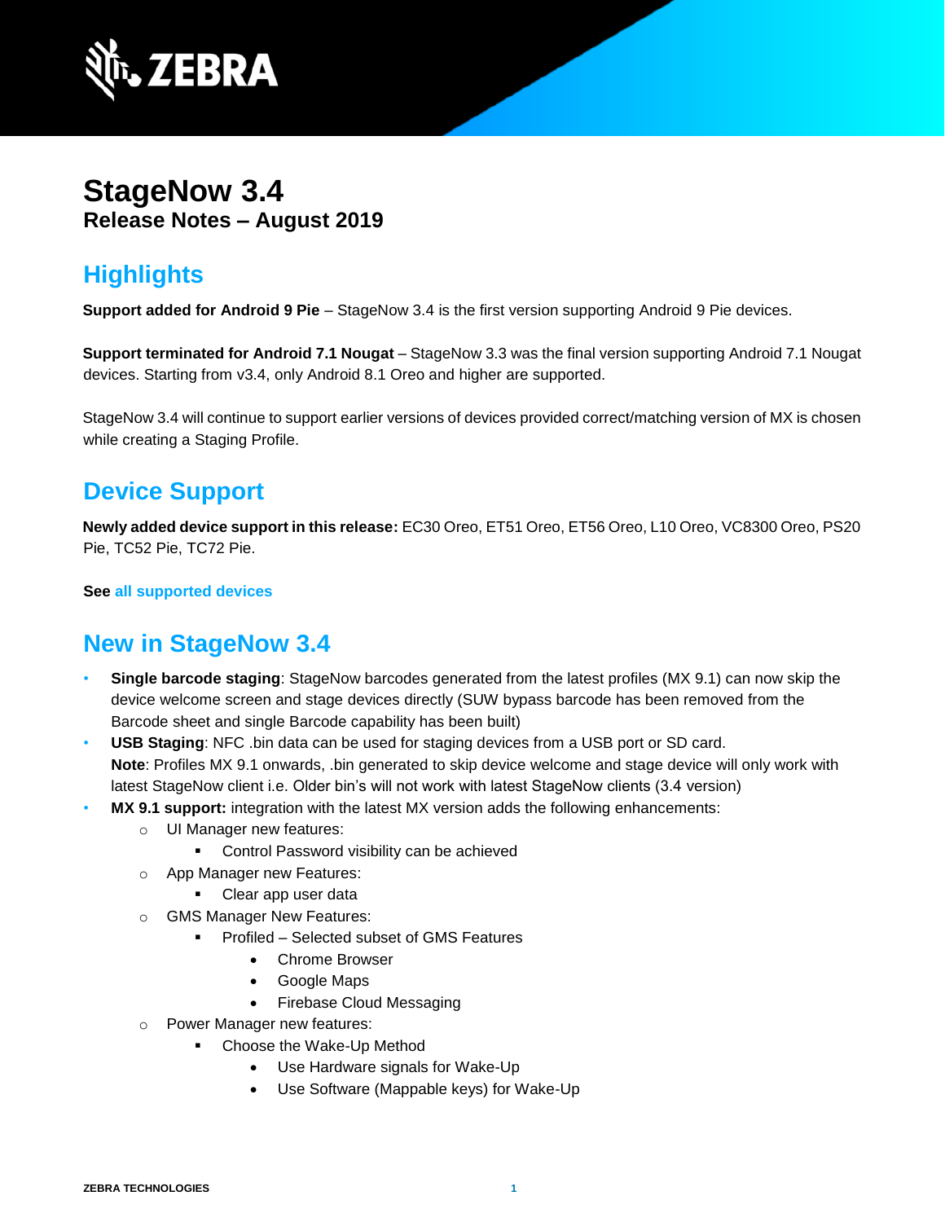# StageNow 3.4

**Release Notes – August 2019**

## Highlights

**Support added for Android 9 Pie** – StageNow 3.4 is the first version supporting Android 9 Pie devices.

**Support terminated for Android 7.1 Nougat** – StageNow 3.3 was the final version supporting Android 7.1 Nougat devices. Starting from v3.4, only Android 8.1 Oreo and higher are supported.

StageNow 3.4 will continue to support earlier versions of devices provided correct/matching version of MX is chosen while creating a Staging Profile.

## Device Support

**Newly added device support in this release:** EC30 Oreo, ET51 Oreo, ET56 Oreo, L10 Oreo, VC8300 Oreo, PS20 Pie, TC52 Pie, TC72 Pie.

**See** all supported devices

## New in StageNow 3.4

- **Single barcode staging**: StageNow barcodes generated from the latest profiles (MX 9.1) can now skip the device welcome screen and stage devices directly (SUW bypass barcode has been removed from the Barcode sheet and single Barcode capability has been built)
- **USB Staging**: NFC .bin data can be used for staging devices from a USB port or SD card.
  **Note**: Profiles MX 9.1 onwards, .bin generated to skip device welcome and stage device will only work with latest StageNow client i.e. Older bin's will not work with latest StageNow clients (3.4 version)
- **MX 9.1 support:** integration with the latest MX version adds the following enhancements:
  - UI Manager new features:
    - Control Password visibility can be achieved
  - App Manager new Features:
    - Clear app user data
  - GMS Manager New Features:
    - Profiled – Selected subset of GMS Features
      - Chrome Browser
      - Google Maps
      - Firebase Cloud Messaging
  - Power Manager new features:
    - Choose the Wake-Up Method
      - Use Hardware signals for Wake-Up
      - Use Software (Mappable keys) for Wake-Up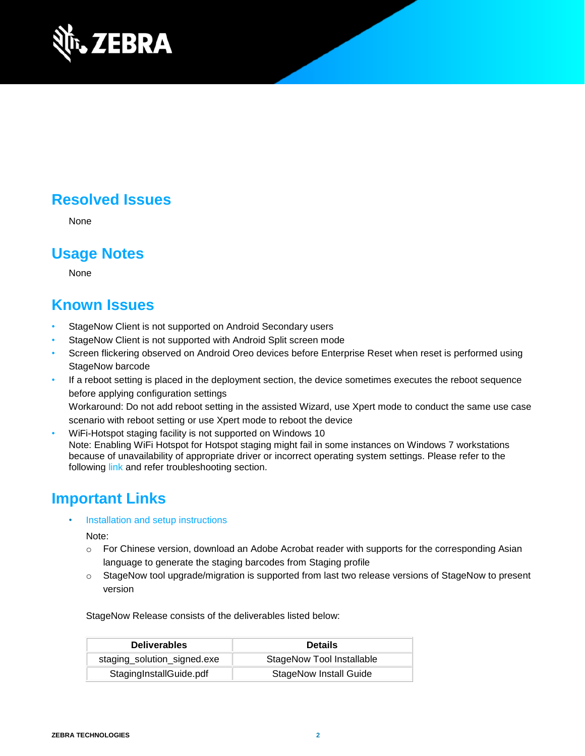## Resolved Issues

None

## Usage Notes

None

## Known Issues

- StageNow Client is not supported on Android Secondary users
- StageNow Client is not supported with Android Split screen mode
- Screen flickering observed on Android Oreo devices before Enterprise Reset when reset is performed using StageNow barcode
- If a reboot setting is placed in the deployment section, the device sometimes executes the reboot sequence before applying configuration settings
  Workaround: Do not add reboot setting in the assisted Wizard, use Xpert mode to conduct the same use case scenario with reboot setting or use Xpert mode to reboot the device
- WiFi-Hotspot staging facility is not supported on Windows 10
  Note: Enabling WiFi Hotspot for Hotspot staging might fail in some instances on Windows 7 workstations because of unavailability of appropriate driver or incorrect operating system settings. Please refer to the following link and refer troubleshooting section.

## Important Links

- Installation and setup instructions

  Note:
  - For Chinese version, download an Adobe Acrobat reader with supports for the corresponding Asian language to generate the staging barcodes from Staging profile
  - StageNow tool upgrade/migration is supported from last two release versions of StageNow to present version

  StageNow Release consists of the deliverables listed below:

| Deliverables | Details |
|---|---|
| staging_solution_signed.exe | StageNow Tool Installable |
| StagingInstallGuide.pdf | StageNow Install Guide |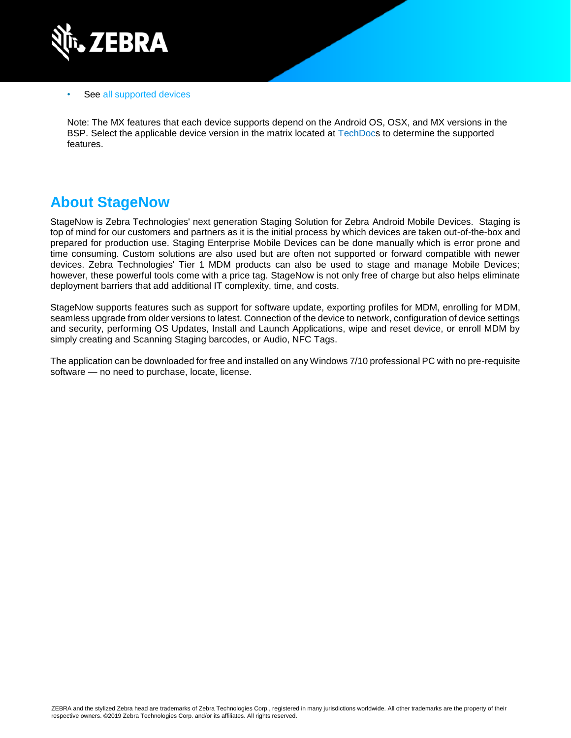- See all supported devices

Note: The MX features that each device supports depend on the Android OS, OSX, and MX versions in the BSP. Select the applicable device version in the matrix located at TechDocs to determine the supported features.

## About StageNow

StageNow is Zebra Technologies' next generation Staging Solution for Zebra Android Mobile Devices. Staging is top of mind for our customers and partners as it is the initial process by which devices are taken out-of-the-box and prepared for production use. Staging Enterprise Mobile Devices can be done manually which is error prone and time consuming. Custom solutions are also used but are often not supported or forward compatible with newer devices. Zebra Technologies' Tier 1 MDM products can also be used to stage and manage Mobile Devices; however, these powerful tools come with a price tag. StageNow is not only free of charge but also helps eliminate deployment barriers that add additional IT complexity, time, and costs.

StageNow supports features such as support for software update, exporting profiles for MDM, enrolling for MDM, seamless upgrade from older versions to latest. Connection of the device to network, configuration of device settings and security, performing OS Updates, Install and Launch Applications, wipe and reset device, or enroll MDM by simply creating and Scanning Staging barcodes, or Audio, NFC Tags.

The application can be downloaded for free and installed on any Windows 7/10 professional PC with no pre-requisite software — no need to purchase, locate, license.

ZEBRA and the stylized Zebra head are trademarks of Zebra Technologies Corp., registered in many jurisdictions worldwide. All other trademarks are the property of their respective owners. ©2019 Zebra Technologies Corp. and/or its affiliates. All rights reserved.